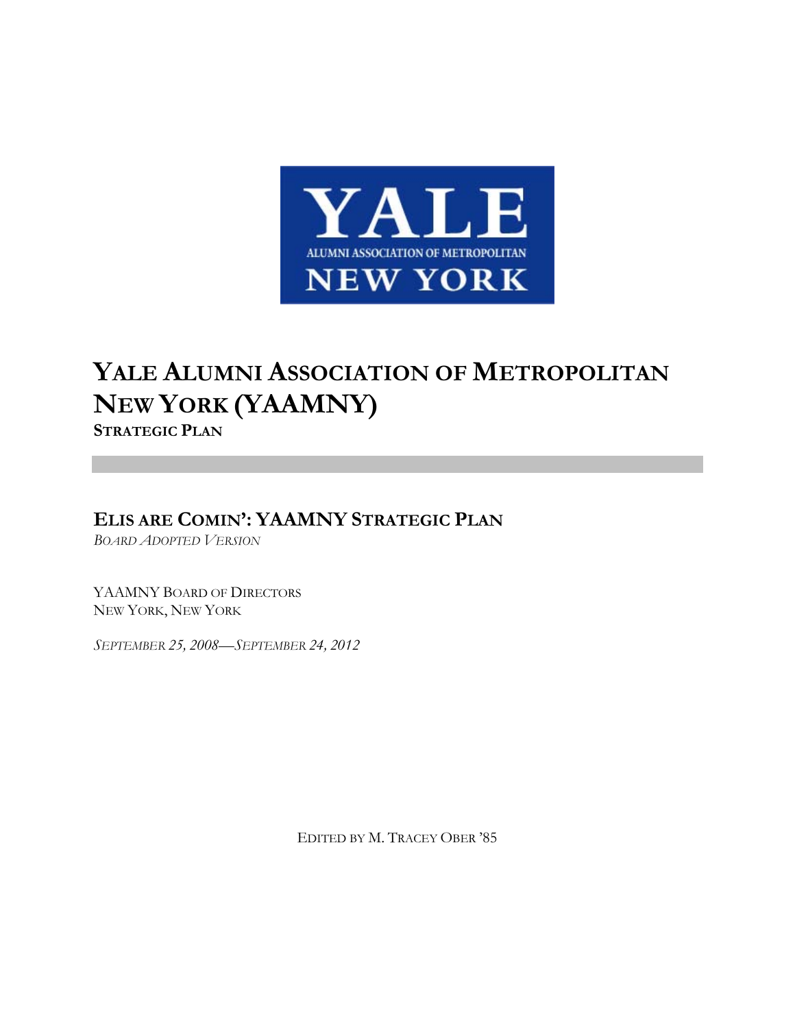YALE

ALUMNI ASSOCIATION OF METROPOLITAN

NEW YORK

# YALE ALUMNI ASSOCIATION OF METROPOLITAN NEW YORK (YAAMNY)

**STRATEGIC PLAN**

## ELIS ARE COMIN': YAAMNY STRATEGIC PLAN

*BOARD ADOPTED VERSION*

YAAMNY BOARD OF DIRECTORS
NEW YORK, NEW YORK

*SEPTEMBER 25, 2008—SEPTEMBER 24, 2012*

EDITED BY M. TRACEY OBER '85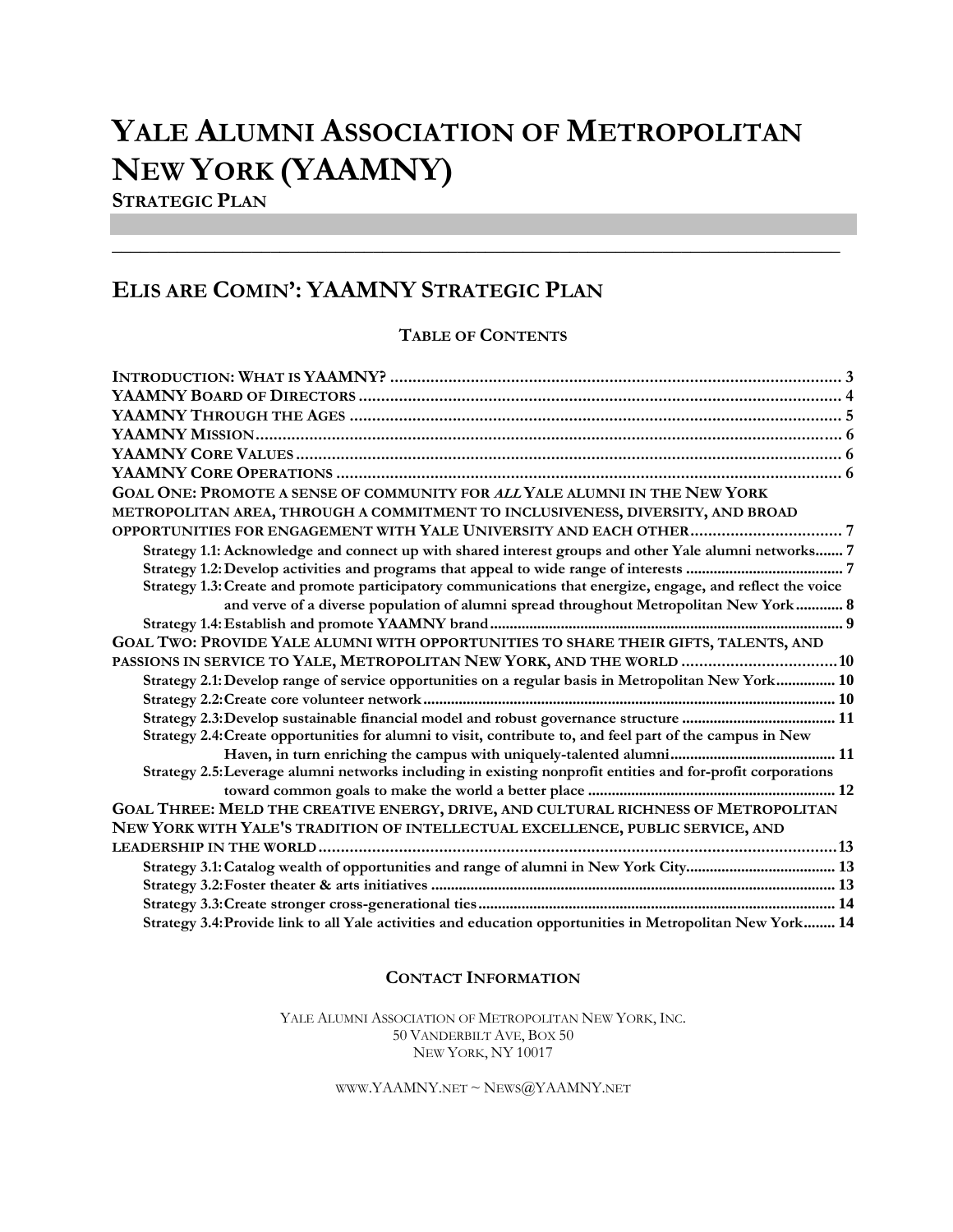# YALE ALUMNI ASSOCIATION OF METROPOLITAN NEW YORK (YAAMNY)

**STRATEGIC PLAN**

---

## ELIS ARE COMIN': YAAMNY STRATEGIC PLAN

### TABLE OF CONTENTS

INTRODUCTION: WHAT IS YAAMNY? .......... 3
YAAMNY BOARD OF DIRECTORS .......... 4
YAAMNY THROUGH THE AGES .......... 5
YAAMNY MISSION .......... 6
YAAMNY CORE VALUES .......... 6
YAAMNY CORE OPERATIONS .......... 6
GOAL ONE: PROMOTE A SENSE OF COMMUNITY FOR *ALL* YALE ALUMNI IN THE NEW YORK METROPOLITAN AREA, THROUGH A COMMITMENT TO INCLUSIVENESS, DIVERSITY, AND BROAD OPPORTUNITIES FOR ENGAGEMENT WITH YALE UNIVERSITY AND EACH OTHER .......... 7
- Strategy 1.1: Acknowledge and connect up with shared interest groups and other Yale alumni networks .......... 7
- Strategy 1.2: Develop activities and programs that appeal to wide range of interests .......... 7
- Strategy 1.3: Create and promote participatory communications that energize, engage, and reflect the voice and verve of a diverse population of alumni spread throughout Metropolitan New York .......... 8
- Strategy 1.4: Establish and promote YAAMNY brand .......... 9

GOAL TWO: PROVIDE YALE ALUMNI WITH OPPORTUNITIES TO SHARE THEIR GIFTS, TALENTS, AND PASSIONS IN SERVICE TO YALE, METROPOLITAN NEW YORK, AND THE WORLD .......... 10
- Strategy 2.1: Develop range of service opportunities on a regular basis in Metropolitan New York .......... 10
- Strategy 2.2: Create core volunteer network .......... 10
- Strategy 2.3: Develop sustainable financial model and robust governance structure .......... 11
- Strategy 2.4: Create opportunities for alumni to visit, contribute to, and feel part of the campus in New Haven, in turn enriching the campus with uniquely-talented alumni .......... 11
- Strategy 2.5: Leverage alumni networks including in existing nonprofit entities and for-profit corporations toward common goals to make the world a better place .......... 12

GOAL THREE: MELD THE CREATIVE ENERGY, DRIVE, AND CULTURAL RICHNESS OF METROPOLITAN NEW YORK WITH YALE'S TRADITION OF INTELLECTUAL EXCELLENCE, PUBLIC SERVICE, AND LEADERSHIP IN THE WORLD .......... 13
- Strategy 3.1: Catalog wealth of opportunities and range of alumni in New York City .......... 13
- Strategy 3.2: Foster theater & arts initiatives .......... 13
- Strategy 3.3: Create stronger cross-generational ties .......... 14
- Strategy 3.4: Provide link to all Yale activities and education opportunities in Metropolitan New York .......... 14

### CONTACT INFORMATION

YALE ALUMNI ASSOCIATION OF METROPOLITAN NEW YORK, INC.
50 VANDERBILT AVE, BOX 50
NEW YORK, NY 10017

WWW.YAAMNY.NET ~ NEWS@YAAMNY.NET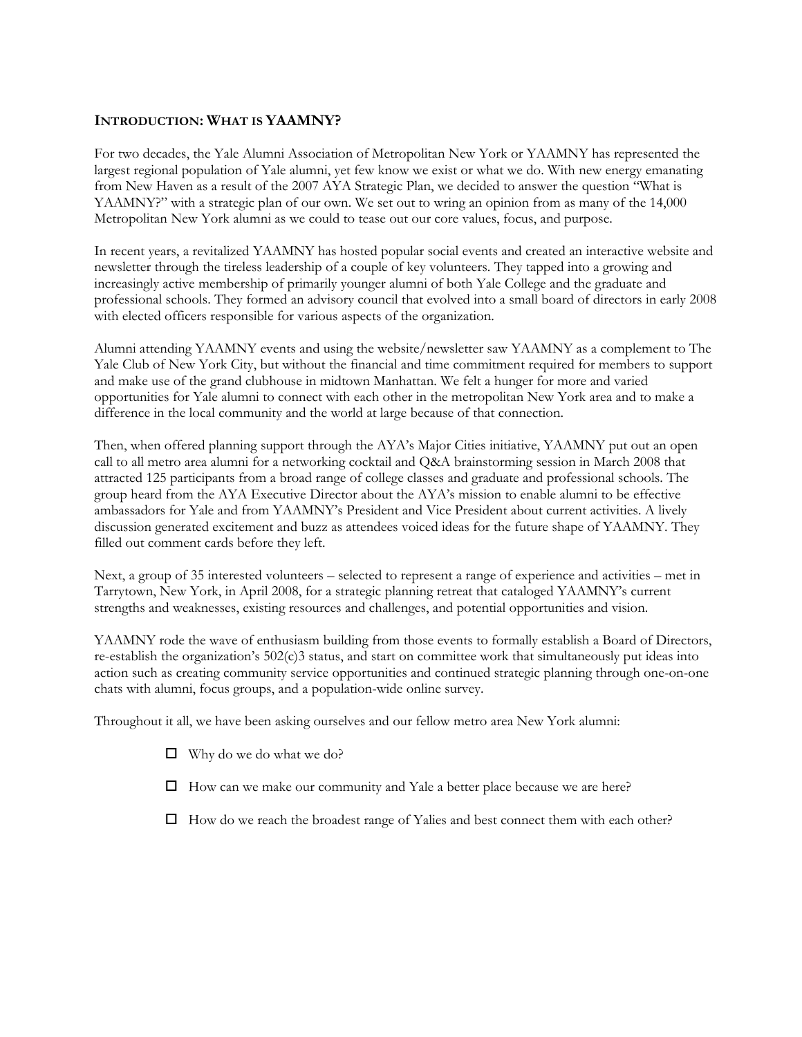## Introduction: What is YAAMNY?

For two decades, the Yale Alumni Association of Metropolitan New York or YAAMNY has represented the largest regional population of Yale alumni, yet few know we exist or what we do. With new energy emanating from New Haven as a result of the 2007 AYA Strategic Plan, we decided to answer the question "What is YAAMNY?" with a strategic plan of our own. We set out to wring an opinion from as many of the 14,000 Metropolitan New York alumni as we could to tease out our core values, focus, and purpose.

In recent years, a revitalized YAAMNY has hosted popular social events and created an interactive website and newsletter through the tireless leadership of a couple of key volunteers. They tapped into a growing and increasingly active membership of primarily younger alumni of both Yale College and the graduate and professional schools. They formed an advisory council that evolved into a small board of directors in early 2008 with elected officers responsible for various aspects of the organization.

Alumni attending YAAMNY events and using the website/newsletter saw YAAMNY as a complement to The Yale Club of New York City, but without the financial and time commitment required for members to support and make use of the grand clubhouse in midtown Manhattan. We felt a hunger for more and varied opportunities for Yale alumni to connect with each other in the metropolitan New York area and to make a difference in the local community and the world at large because of that connection.

Then, when offered planning support through the AYA's Major Cities initiative, YAAMNY put out an open call to all metro area alumni for a networking cocktail and Q&A brainstorming session in March 2008 that attracted 125 participants from a broad range of college classes and graduate and professional schools. The group heard from the AYA Executive Director about the AYA's mission to enable alumni to be effective ambassadors for Yale and from YAAMNY's President and Vice President about current activities. A lively discussion generated excitement and buzz as attendees voiced ideas for the future shape of YAAMNY. They filled out comment cards before they left.

Next, a group of 35 interested volunteers – selected to represent a range of experience and activities – met in Tarrytown, New York, in April 2008, for a strategic planning retreat that cataloged YAAMNY's current strengths and weaknesses, existing resources and challenges, and potential opportunities and vision.

YAAMNY rode the wave of enthusiasm building from those events to formally establish a Board of Directors, re-establish the organization's 502(c)3 status, and start on committee work that simultaneously put ideas into action such as creating community service opportunities and continued strategic planning through one-on-one chats with alumni, focus groups, and a population-wide online survey.

Throughout it all, we have been asking ourselves and our fellow metro area New York alumni:

- ☐ Why do we do what we do?
- ☐ How can we make our community and Yale a better place because we are here?
- ☐ How do we reach the broadest range of Yalies and best connect them with each other?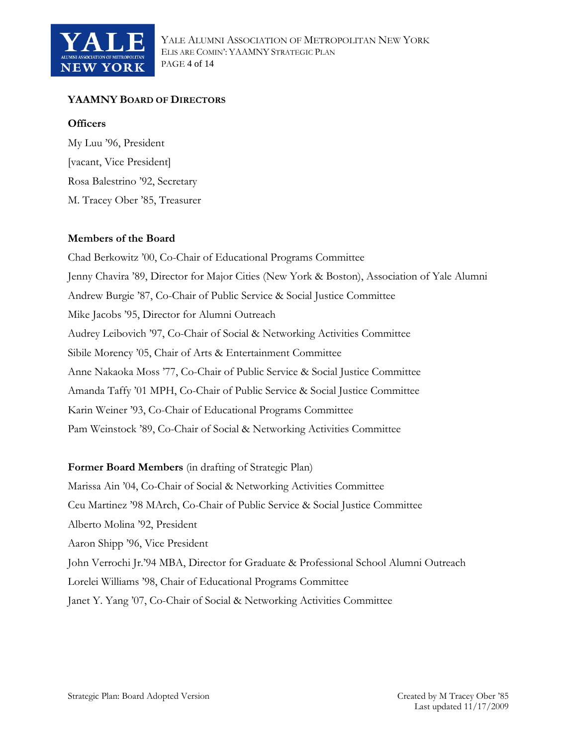## YAAMNY Board of Directors

**Officers**

My Luu '96, President

[vacant, Vice President]

Rosa Balestrino '92, Secretary

M. Tracey Ober '85, Treasurer

**Members of the Board**

Chad Berkowitz '00, Co-Chair of Educational Programs Committee

Jenny Chavira '89, Director for Major Cities (New York & Boston), Association of Yale Alumni

Andrew Burgie '87, Co-Chair of Public Service & Social Justice Committee

Mike Jacobs '95, Director for Alumni Outreach

Audrey Leibovich '97, Co-Chair of Social & Networking Activities Committee

Sibile Morency '05, Chair of Arts & Entertainment Committee

Anne Nakaoka Moss '77, Co-Chair of Public Service & Social Justice Committee

Amanda Taffy '01 MPH, Co-Chair of Public Service & Social Justice Committee

Karin Weiner '93, Co-Chair of Educational Programs Committee

Pam Weinstock '89, Co-Chair of Social & Networking Activities Committee

**Former Board Members** (in drafting of Strategic Plan)

Marissa Ain '04, Co-Chair of Social & Networking Activities Committee

Ceu Martinez '98 MArch, Co-Chair of Public Service & Social Justice Committee

Alberto Molina '92, President

Aaron Shipp '96, Vice President

John Verrochi Jr.'94 MBA, Director for Graduate & Professional School Alumni Outreach

Lorelei Williams '98, Chair of Educational Programs Committee

Janet Y. Yang '07, Co-Chair of Social & Networking Activities Committee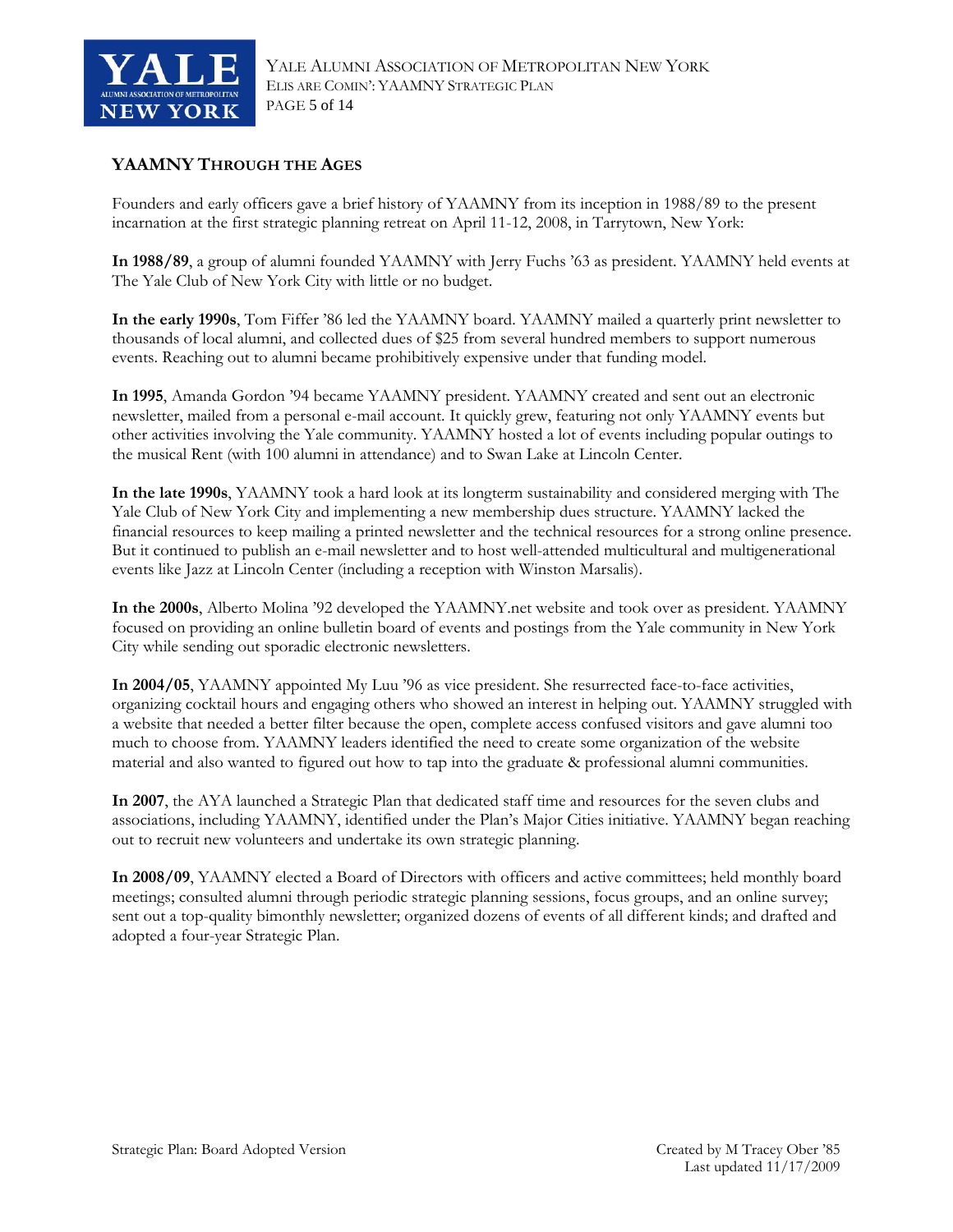## YAAMNY Through the Ages

Founders and early officers gave a brief history of YAAMNY from its inception in 1988/89 to the present incarnation at the first strategic planning retreat on April 11-12, 2008, in Tarrytown, New York:

**In 1988/89**, a group of alumni founded YAAMNY with Jerry Fuchs '63 as president. YAAMNY held events at The Yale Club of New York City with little or no budget.

**In the early 1990s**, Tom Fiffer '86 led the YAAMNY board. YAAMNY mailed a quarterly print newsletter to thousands of local alumni, and collected dues of $25 from several hundred members to support numerous events. Reaching out to alumni became prohibitively expensive under that funding model.

**In 1995**, Amanda Gordon '94 became YAAMNY president. YAAMNY created and sent out an electronic newsletter, mailed from a personal e-mail account. It quickly grew, featuring not only YAAMNY events but other activities involving the Yale community. YAAMNY hosted a lot of events including popular outings to the musical Rent (with 100 alumni in attendance) and to Swan Lake at Lincoln Center.

**In the late 1990s**, YAAMNY took a hard look at its longterm sustainability and considered merging with The Yale Club of New York City and implementing a new membership dues structure. YAAMNY lacked the financial resources to keep mailing a printed newsletter and the technical resources for a strong online presence. But it continued to publish an e-mail newsletter and to host well-attended multicultural and multigenerational events like Jazz at Lincoln Center (including a reception with Winston Marsalis).

**In the 2000s**, Alberto Molina '92 developed the YAAMNY.net website and took over as president. YAAMNY focused on providing an online bulletin board of events and postings from the Yale community in New York City while sending out sporadic electronic newsletters.

**In 2004/05**, YAAMNY appointed My Luu '96 as vice president. She resurrected face-to-face activities, organizing cocktail hours and engaging others who showed an interest in helping out. YAAMNY struggled with a website that needed a better filter because the open, complete access confused visitors and gave alumni too much to choose from. YAAMNY leaders identified the need to create some organization of the website material and also wanted to figured out how to tap into the graduate & professional alumni communities.

**In 2007**, the AYA launched a Strategic Plan that dedicated staff time and resources for the seven clubs and associations, including YAAMNY, identified under the Plan's Major Cities initiative. YAAMNY began reaching out to recruit new volunteers and undertake its own strategic planning.

**In 2008/09**, YAAMNY elected a Board of Directors with officers and active committees; held monthly board meetings; consulted alumni through periodic strategic planning sessions, focus groups, and an online survey; sent out a top-quality bimonthly newsletter; organized dozens of events of all different kinds; and drafted and adopted a four-year Strategic Plan.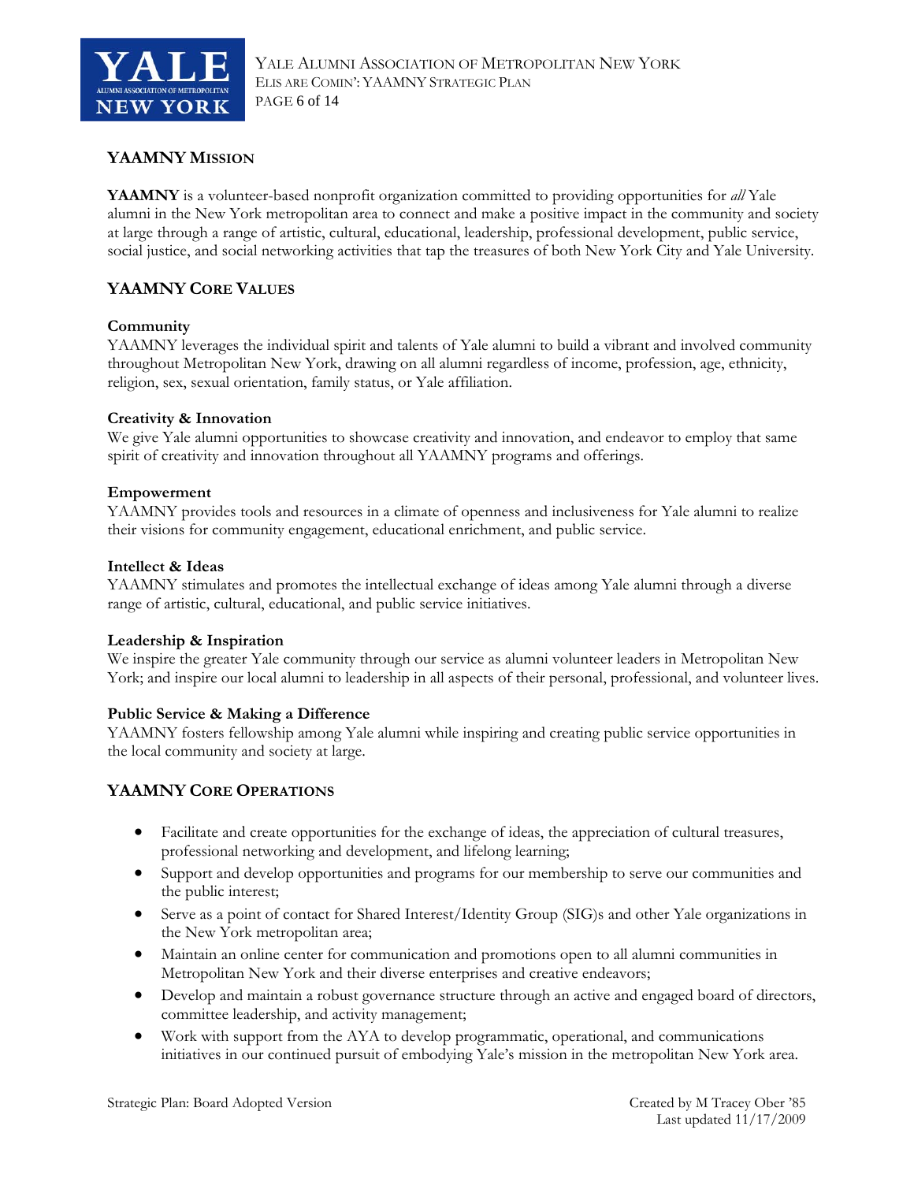## YAAMNY MISSION

**YAAMNY** is a volunteer-based nonprofit organization committed to providing opportunities for *all* Yale alumni in the New York metropolitan area to connect and make a positive impact in the community and society at large through a range of artistic, cultural, educational, leadership, professional development, public service, social justice, and social networking activities that tap the treasures of both New York City and Yale University.

## YAAMNY CORE VALUES

**Community**
YAAMNY leverages the individual spirit and talents of Yale alumni to build a vibrant and involved community throughout Metropolitan New York, drawing on all alumni regardless of income, profession, age, ethnicity, religion, sex, sexual orientation, family status, or Yale affiliation.

**Creativity & Innovation**
We give Yale alumni opportunities to showcase creativity and innovation, and endeavor to employ that same spirit of creativity and innovation throughout all YAAMNY programs and offerings.

**Empowerment**
YAAMNY provides tools and resources in a climate of openness and inclusiveness for Yale alumni to realize their visions for community engagement, educational enrichment, and public service.

**Intellect & Ideas**
YAAMNY stimulates and promotes the intellectual exchange of ideas among Yale alumni through a diverse range of artistic, cultural, educational, and public service initiatives.

**Leadership & Inspiration**
We inspire the greater Yale community through our service as alumni volunteer leaders in Metropolitan New York; and inspire our local alumni to leadership in all aspects of their personal, professional, and volunteer lives.

**Public Service & Making a Difference**
YAAMNY fosters fellowship among Yale alumni while inspiring and creating public service opportunities in the local community and society at large.

## YAAMNY CORE OPERATIONS

- Facilitate and create opportunities for the exchange of ideas, the appreciation of cultural treasures, professional networking and development, and lifelong learning;
- Support and develop opportunities and programs for our membership to serve our communities and the public interest;
- Serve as a point of contact for Shared Interest/Identity Group (SIG)s and other Yale organizations in the New York metropolitan area;
- Maintain an online center for communication and promotions open to all alumni communities in Metropolitan New York and their diverse enterprises and creative endeavors;
- Develop and maintain a robust governance structure through an active and engaged board of directors, committee leadership, and activity management;
- Work with support from the AYA to develop programmatic, operational, and communications initiatives in our continued pursuit of embodying Yale's mission in the metropolitan New York area.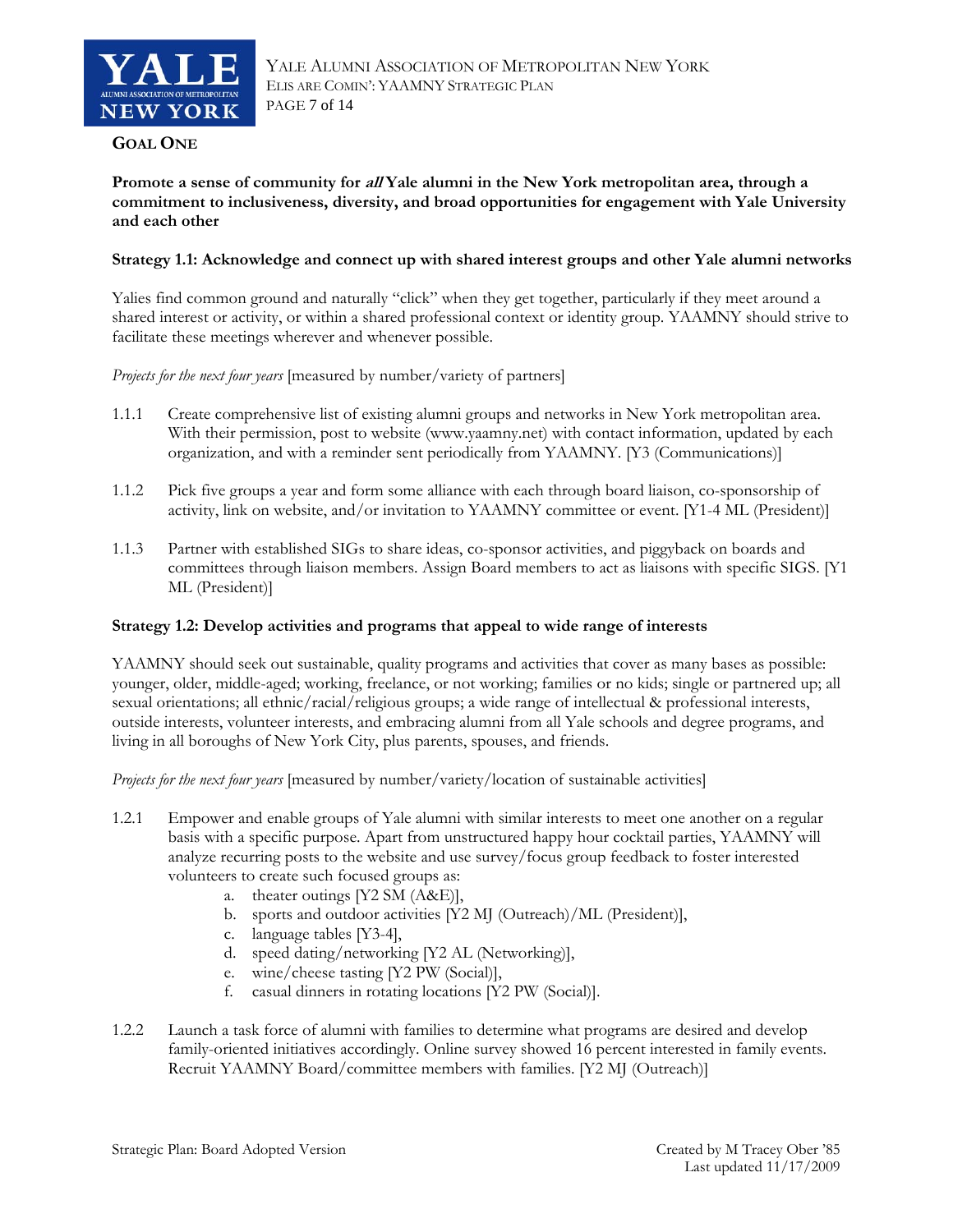## GOAL ONE

**Promote a sense of community for *all* Yale alumni in the New York metropolitan area, through a commitment to inclusiveness, diversity, and broad opportunities for engagement with Yale University and each other**

### Strategy 1.1: Acknowledge and connect up with shared interest groups and other Yale alumni networks

Yalies find common ground and naturally "click" when they get together, particularly if they meet around a shared interest or activity, or within a shared professional context or identity group. YAAMNY should strive to facilitate these meetings wherever and whenever possible.

*Projects for the next four years* [measured by number/variety of partners]

1.1.1 Create comprehensive list of existing alumni groups and networks in New York metropolitan area. With their permission, post to website (www.yaamny.net) with contact information, updated by each organization, and with a reminder sent periodically from YAAMNY. [Y3 (Communications)]

1.1.2 Pick five groups a year and form some alliance with each through board liaison, co-sponsorship of activity, link on website, and/or invitation to YAAMNY committee or event. [Y1-4 ML (President)]

1.1.3 Partner with established SIGs to share ideas, co-sponsor activities, and piggyback on boards and committees through liaison members. Assign Board members to act as liaisons with specific SIGS. [Y1 ML (President)]

### Strategy 1.2: Develop activities and programs that appeal to wide range of interests

YAAMNY should seek out sustainable, quality programs and activities that cover as many bases as possible: younger, older, middle-aged; working, freelance, or not working; families or no kids; single or partnered up; all sexual orientations; all ethnic/racial/religious groups; a wide range of intellectual & professional interests, outside interests, volunteer interests, and embracing alumni from all Yale schools and degree programs, and living in all boroughs of New York City, plus parents, spouses, and friends.

*Projects for the next four years* [measured by number/variety/location of sustainable activities]

1.2.1 Empower and enable groups of Yale alumni with similar interests to meet one another on a regular basis with a specific purpose. Apart from unstructured happy hour cocktail parties, YAAMNY will analyze recurring posts to the website and use survey/focus group feedback to foster interested volunteers to create such focused groups as:
   a. theater outings [Y2 SM (A&E)],
   b. sports and outdoor activities [Y2 MJ (Outreach)/ML (President)],
   c. language tables [Y3-4],
   d. speed dating/networking [Y2 AL (Networking)],
   e. wine/cheese tasting [Y2 PW (Social)],
   f. casual dinners in rotating locations [Y2 PW (Social)].

1.2.2 Launch a task force of alumni with families to determine what programs are desired and develop family-oriented initiatives accordingly. Online survey showed 16 percent interested in family events. Recruit YAAMNY Board/committee members with families. [Y2 MJ (Outreach)]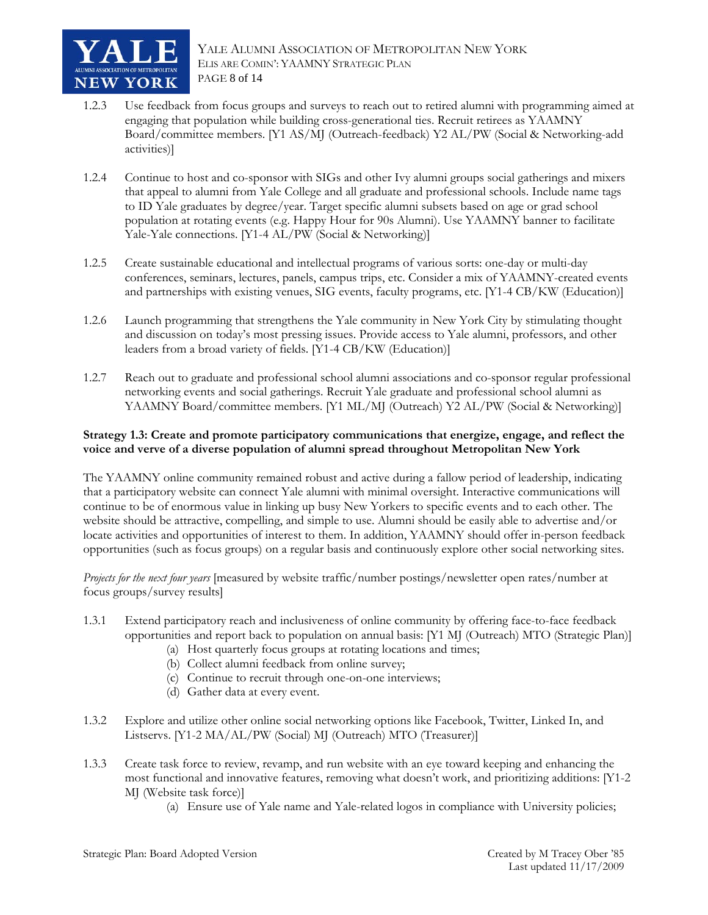1.2.3 Use feedback from focus groups and surveys to reach out to retired alumni with programming aimed at engaging that population while building cross-generational ties. Recruit retirees as YAAMNY Board/committee members. [Y1 AS/MJ (Outreach-feedback) Y2 AL/PW (Social & Networking-add activities)]

1.2.4 Continue to host and co-sponsor with SIGs and other Ivy alumni groups social gatherings and mixers that appeal to alumni from Yale College and all graduate and professional schools. Include name tags to ID Yale graduates by degree/year. Target specific alumni subsets based on age or grad school population at rotating events (e.g. Happy Hour for 90s Alumni). Use YAAMNY banner to facilitate Yale-Yale connections. [Y1-4 AL/PW (Social & Networking)]

1.2.5 Create sustainable educational and intellectual programs of various sorts: one-day or multi-day conferences, seminars, lectures, panels, campus trips, etc. Consider a mix of YAAMNY-created events and partnerships with existing venues, SIG events, faculty programs, etc. [Y1-4 CB/KW (Education)]

1.2.6 Launch programming that strengthens the Yale community in New York City by stimulating thought and discussion on today's most pressing issues. Provide access to Yale alumni, professors, and other leaders from a broad variety of fields. [Y1-4 CB/KW (Education)]

1.2.7 Reach out to graduate and professional school alumni associations and co-sponsor regular professional networking events and social gatherings. Recruit Yale graduate and professional school alumni as YAAMNY Board/committee members. [Y1 ML/MJ (Outreach) Y2 AL/PW (Social & Networking)]

**Strategy 1.3: Create and promote participatory communications that energize, engage, and reflect the voice and verve of a diverse population of alumni spread throughout Metropolitan New York**

The YAAMNY online community remained robust and active during a fallow period of leadership, indicating that a participatory website can connect Yale alumni with minimal oversight. Interactive communications will continue to be of enormous value in linking up busy New Yorkers to specific events and to each other. The website should be attractive, compelling, and simple to use. Alumni should be easily able to advertise and/or locate activities and opportunities of interest to them. In addition, YAAMNY should offer in-person feedback opportunities (such as focus groups) on a regular basis and continuously explore other social networking sites.

*Projects for the next four years* [measured by website traffic/number postings/newsletter open rates/number at focus groups/survey results]

1.3.1 Extend participatory reach and inclusiveness of online community by offering face-to-face feedback opportunities and report back to population on annual basis: [Y1 MJ (Outreach) MTO (Strategic Plan)]
   - (a) Host quarterly focus groups at rotating locations and times;
   - (b) Collect alumni feedback from online survey;
   - (c) Continue to recruit through one-on-one interviews;
   - (d) Gather data at every event.

1.3.2 Explore and utilize other online social networking options like Facebook, Twitter, Linked In, and Listservs. [Y1-2 MA/AL/PW (Social) MJ (Outreach) MTO (Treasurer)]

1.3.3 Create task force to review, revamp, and run website with an eye toward keeping and enhancing the most functional and innovative features, removing what doesn't work, and prioritizing additions: [Y1-2 MJ (Website task force)]
   - (a) Ensure use of Yale name and Yale-related logos in compliance with University policies;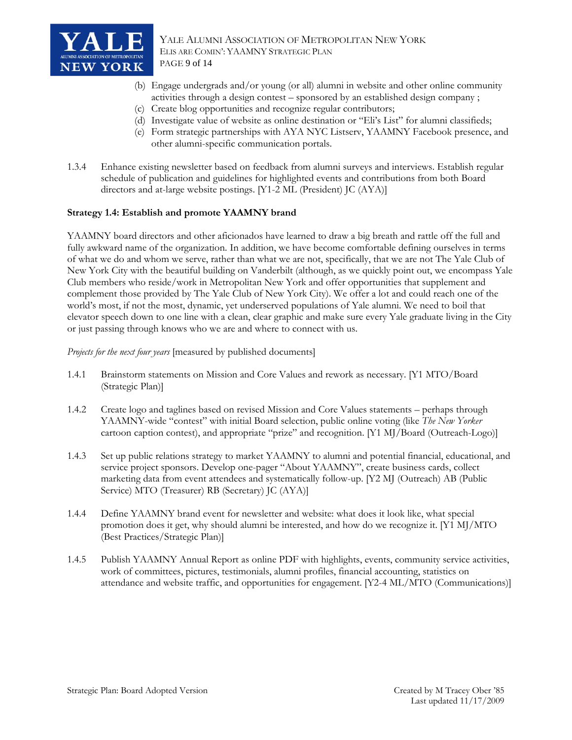(b) Engage undergrads and/or young (or all) alumni in website and other online community activities through a design contest – sponsored by an established design company ;

(c) Create blog opportunities and recognize regular contributors;

(d) Investigate value of website as online destination or "Eli's List" for alumni classifieds;

(e) Form strategic partnerships with AYA NYC Listserv, YAAMNY Facebook presence, and other alumni-specific communication portals.

1.3.4 Enhance existing newsletter based on feedback from alumni surveys and interviews. Establish regular schedule of publication and guidelines for highlighted events and contributions from both Board directors and at-large website postings. [Y1-2 ML (President) JC (AYA)]

**Strategy 1.4: Establish and promote YAAMNY brand**

YAAMNY board directors and other aficionados have learned to draw a big breath and rattle off the full and fully awkward name of the organization. In addition, we have become comfortable defining ourselves in terms of what we do and whom we serve, rather than what we are not, specifically, that we are not The Yale Club of New York City with the beautiful building on Vanderbilt (although, as we quickly point out, we encompass Yale Club members who reside/work in Metropolitan New York and offer opportunities that supplement and complement those provided by The Yale Club of New York City). We offer a lot and could reach one of the world's most, if not the most, dynamic, yet underserved populations of Yale alumni. We need to boil that elevator speech down to one line with a clean, clear graphic and make sure every Yale graduate living in the City or just passing through knows who we are and where to connect with us.

*Projects for the next four years* [measured by published documents]

1.4.1 Brainstorm statements on Mission and Core Values and rework as necessary. [Y1 MTO/Board (Strategic Plan)]

1.4.2 Create logo and taglines based on revised Mission and Core Values statements – perhaps through YAAMNY-wide "contest" with initial Board selection, public online voting (like *The New Yorker* cartoon caption contest), and appropriate "prize" and recognition. [Y1 MJ/Board (Outreach-Logo)]

1.4.3 Set up public relations strategy to market YAAMNY to alumni and potential financial, educational, and service project sponsors. Develop one-pager "About YAAMNY", create business cards, collect marketing data from event attendees and systematically follow-up. [Y2 MJ (Outreach) AB (Public Service) MTO (Treasurer) RB (Secretary) JC (AYA)]

1.4.4 Define YAAMNY brand event for newsletter and website: what does it look like, what special promotion does it get, why should alumni be interested, and how do we recognize it. [Y1 MJ/MTO (Best Practices/Strategic Plan)]

1.4.5 Publish YAAMNY Annual Report as online PDF with highlights, events, community service activities, work of committees, pictures, testimonials, alumni profiles, financial accounting, statistics on attendance and website traffic, and opportunities for engagement. [Y2-4 ML/MTO (Communications)]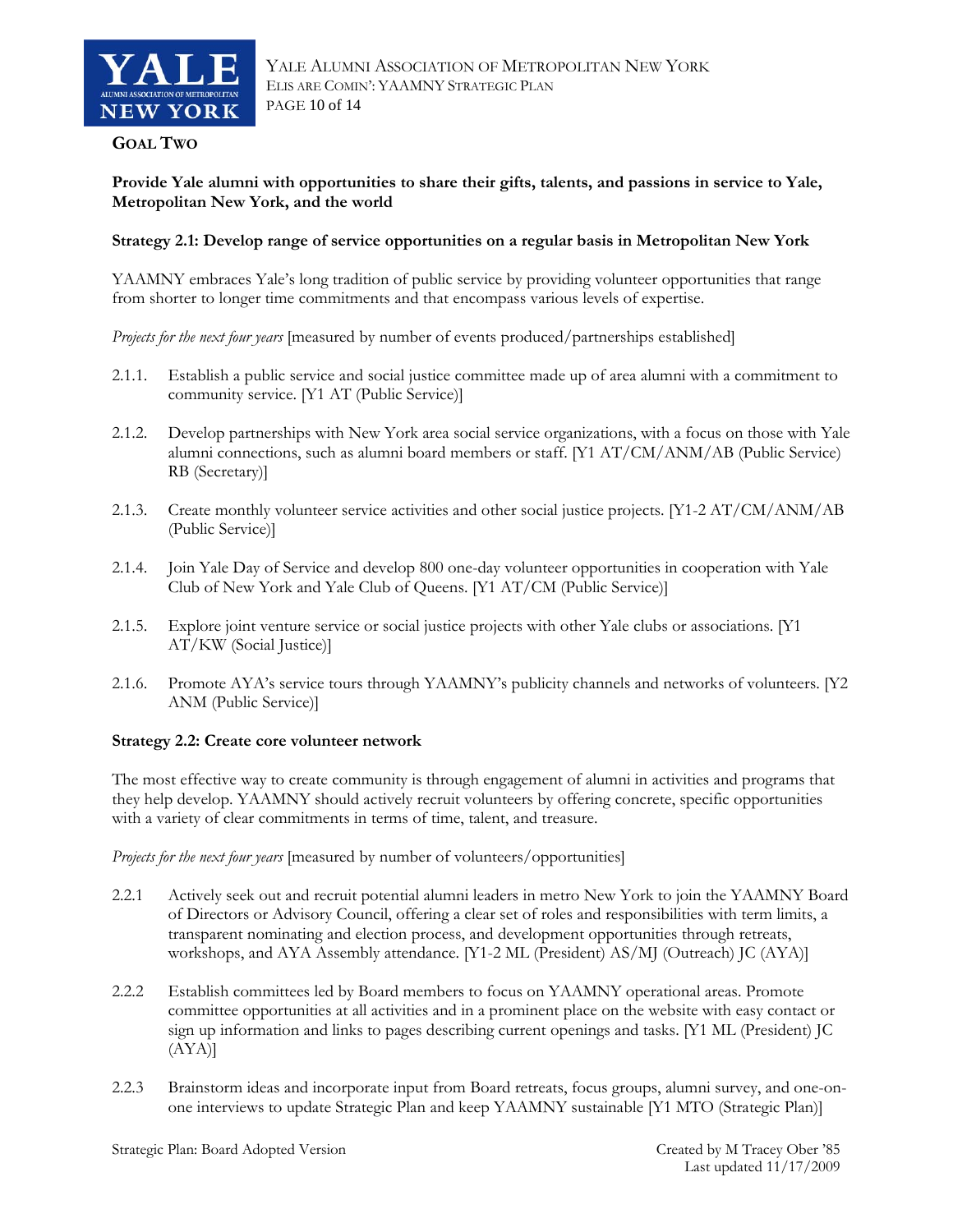## GOAL TWO

**Provide Yale alumni with opportunities to share their gifts, talents, and passions in service to Yale, Metropolitan New York, and the world**

### Strategy 2.1: Develop range of service opportunities on a regular basis in Metropolitan New York

YAAMNY embraces Yale's long tradition of public service by providing volunteer opportunities that range from shorter to longer time commitments and that encompass various levels of expertise.

*Projects for the next four years* [measured by number of events produced/partnerships established]

- 2.1.1. Establish a public service and social justice committee made up of area alumni with a commitment to community service. [Y1 AT (Public Service)]
- 2.1.2. Develop partnerships with New York area social service organizations, with a focus on those with Yale alumni connections, such as alumni board members or staff. [Y1 AT/CM/ANM/AB (Public Service) RB (Secretary)]
- 2.1.3. Create monthly volunteer service activities and other social justice projects. [Y1-2 AT/CM/ANM/AB (Public Service)]
- 2.1.4. Join Yale Day of Service and develop 800 one-day volunteer opportunities in cooperation with Yale Club of New York and Yale Club of Queens. [Y1 AT/CM (Public Service)]
- 2.1.5. Explore joint venture service or social justice projects with other Yale clubs or associations. [Y1 AT/KW (Social Justice)]
- 2.1.6. Promote AYA's service tours through YAAMNY's publicity channels and networks of volunteers. [Y2 ANM (Public Service)]

### Strategy 2.2: Create core volunteer network

The most effective way to create community is through engagement of alumni in activities and programs that they help develop. YAAMNY should actively recruit volunteers by offering concrete, specific opportunities with a variety of clear commitments in terms of time, talent, and treasure.

*Projects for the next four years* [measured by number of volunteers/opportunities]

- 2.2.1 Actively seek out and recruit potential alumni leaders in metro New York to join the YAAMNY Board of Directors or Advisory Council, offering a clear set of roles and responsibilities with term limits, a transparent nominating and election process, and development opportunities through retreats, workshops, and AYA Assembly attendance. [Y1-2 ML (President) AS/MJ (Outreach) JC (AYA)]
- 2.2.2 Establish committees led by Board members to focus on YAAMNY operational areas. Promote committee opportunities at all activities and in a prominent place on the website with easy contact or sign up information and links to pages describing current openings and tasks. [Y1 ML (President) JC (AYA)]
- 2.2.3 Brainstorm ideas and incorporate input from Board retreats, focus groups, alumni survey, and one-on-one interviews to update Strategic Plan and keep YAAMNY sustainable [Y1 MTO (Strategic Plan)]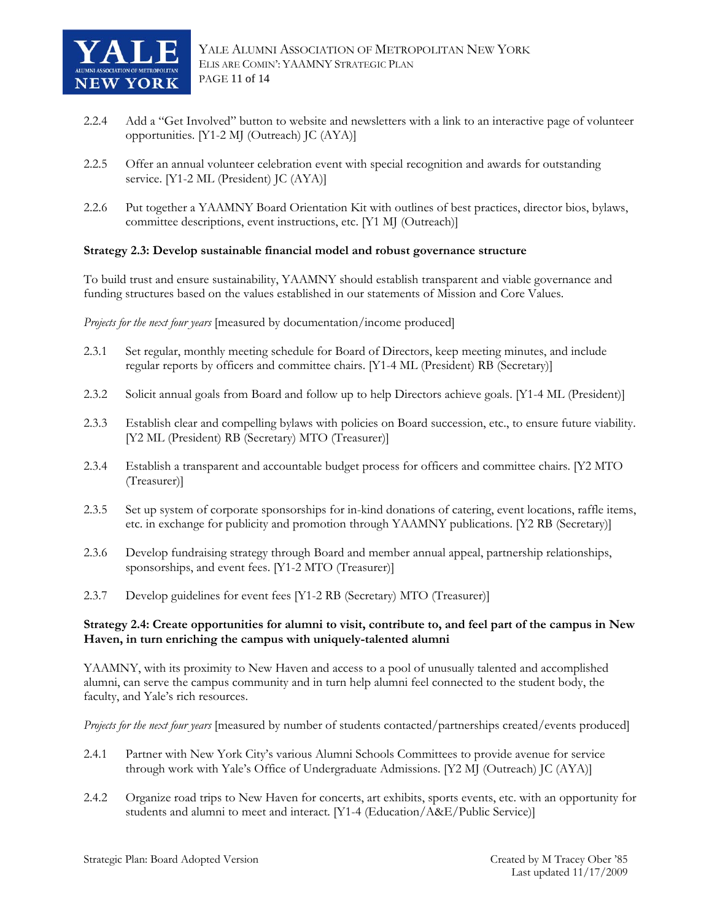2.2.4 Add a "Get Involved" button to website and newsletters with a link to an interactive page of volunteer opportunities. [Y1-2 MJ (Outreach) JC (AYA)]

2.2.5 Offer an annual volunteer celebration event with special recognition and awards for outstanding service. [Y1-2 ML (President) JC (AYA)]

2.2.6 Put together a YAAMNY Board Orientation Kit with outlines of best practices, director bios, bylaws, committee descriptions, event instructions, etc. [Y1 MJ (Outreach)]

**Strategy 2.3: Develop sustainable financial model and robust governance structure**

To build trust and ensure sustainability, YAAMNY should establish transparent and viable governance and funding structures based on the values established in our statements of Mission and Core Values.

*Projects for the next four years* [measured by documentation/income produced]

2.3.1 Set regular, monthly meeting schedule for Board of Directors, keep meeting minutes, and include regular reports by officers and committee chairs. [Y1-4 ML (President) RB (Secretary)]

2.3.2 Solicit annual goals from Board and follow up to help Directors achieve goals. [Y1-4 ML (President)]

2.3.3 Establish clear and compelling bylaws with policies on Board succession, etc., to ensure future viability. [Y2 ML (President) RB (Secretary) MTO (Treasurer)]

2.3.4 Establish a transparent and accountable budget process for officers and committee chairs. [Y2 MTO (Treasurer)]

2.3.5 Set up system of corporate sponsorships for in-kind donations of catering, event locations, raffle items, etc. in exchange for publicity and promotion through YAAMNY publications. [Y2 RB (Secretary)]

2.3.6 Develop fundraising strategy through Board and member annual appeal, partnership relationships, sponsorships, and event fees. [Y1-2 MTO (Treasurer)]

2.3.7 Develop guidelines for event fees [Y1-2 RB (Secretary) MTO (Treasurer)]

**Strategy 2.4: Create opportunities for alumni to visit, contribute to, and feel part of the campus in New Haven, in turn enriching the campus with uniquely-talented alumni**

YAAMNY, with its proximity to New Haven and access to a pool of unusually talented and accomplished alumni, can serve the campus community and in turn help alumni feel connected to the student body, the faculty, and Yale's rich resources.

*Projects for the next four years* [measured by number of students contacted/partnerships created/events produced]

2.4.1 Partner with New York City's various Alumni Schools Committees to provide avenue for service through work with Yale's Office of Undergraduate Admissions. [Y2 MJ (Outreach) JC (AYA)]

2.4.2 Organize road trips to New Haven for concerts, art exhibits, sports events, etc. with an opportunity for students and alumni to meet and interact. [Y1-4 (Education/A&E/Public Service)]

Strategic Plan: Board Adopted Version

Created by M Tracey Ober '85
Last updated 11/17/2009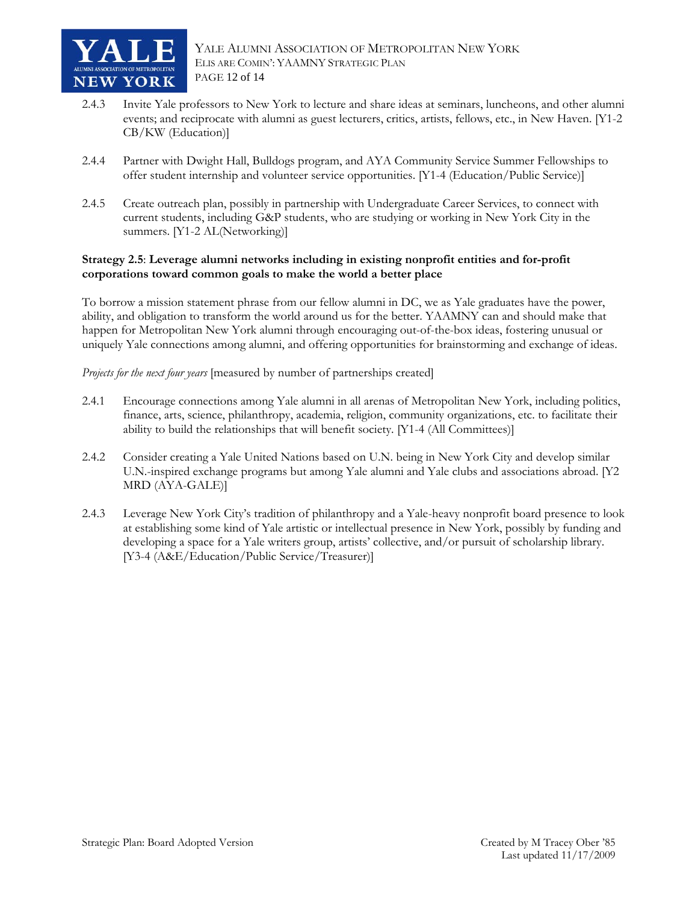2.4.3 Invite Yale professors to New York to lecture and share ideas at seminars, luncheons, and other alumni events; and reciprocate with alumni as guest lecturers, critics, artists, fellows, etc., in New Haven. [Y1-2 CB/KW (Education)]

2.4.4 Partner with Dwight Hall, Bulldogs program, and AYA Community Service Summer Fellowships to offer student internship and volunteer service opportunities. [Y1-4 (Education/Public Service)]

2.4.5 Create outreach plan, possibly in partnership with Undergraduate Career Services, to connect with current students, including G&P students, who are studying or working in New York City in the summers. [Y1-2 AL(Networking)]

**Strategy 2.5**: **Leverage alumni networks including in existing nonprofit entities and for-profit corporations toward common goals to make the world a better place**

To borrow a mission statement phrase from our fellow alumni in DC, we as Yale graduates have the power, ability, and obligation to transform the world around us for the better. YAAMNY can and should make that happen for Metropolitan New York alumni through encouraging out-of-the-box ideas, fostering unusual or uniquely Yale connections among alumni, and offering opportunities for brainstorming and exchange of ideas.

*Projects for the next four years* [measured by number of partnerships created]

2.4.1 Encourage connections among Yale alumni in all arenas of Metropolitan New York, including politics, finance, arts, science, philanthropy, academia, religion, community organizations, etc. to facilitate their ability to build the relationships that will benefit society. [Y1-4 (All Committees)]

2.4.2 Consider creating a Yale United Nations based on U.N. being in New York City and develop similar U.N.-inspired exchange programs but among Yale alumni and Yale clubs and associations abroad. [Y2 MRD (AYA-GALE)]

2.4.3 Leverage New York City's tradition of philanthropy and a Yale-heavy nonprofit board presence to look at establishing some kind of Yale artistic or intellectual presence in New York, possibly by funding and developing a space for a Yale writers group, artists' collective, and/or pursuit of scholarship library. [Y3-4 (A&E/Education/Public Service/Treasurer)]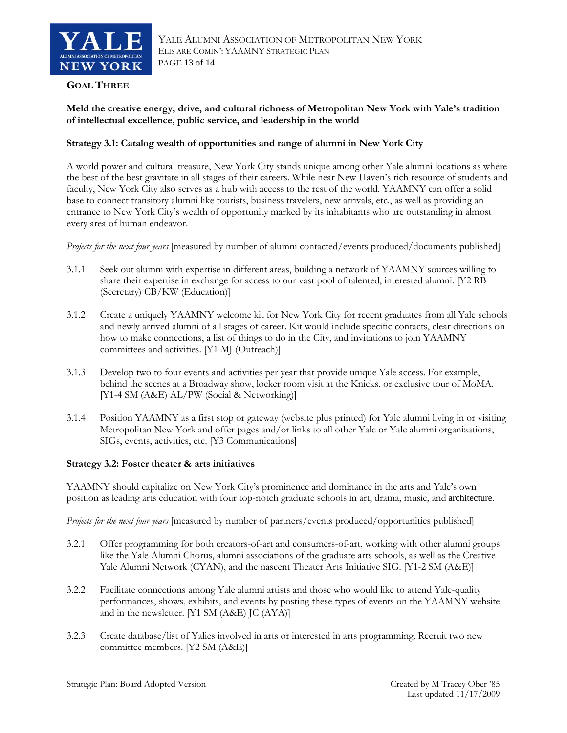## Goal Three

**Meld the creative energy, drive, and cultural richness of Metropolitan New York with Yale's tradition of intellectual excellence, public service, and leadership in the world**

### Strategy 3.1: Catalog wealth of opportunities and range of alumni in New York City

A world power and cultural treasure, New York City stands unique among other Yale alumni locations as where the best of the best gravitate in all stages of their careers. While near New Haven's rich resource of students and faculty, New York City also serves as a hub with access to the rest of the world. YAAMNY can offer a solid base to connect transitory alumni like tourists, business travelers, new arrivals, etc., as well as providing an entrance to New York City's wealth of opportunity marked by its inhabitants who are outstanding in almost every area of human endeavor.

*Projects for the next four years* [measured by number of alumni contacted/events produced/documents published]

3.1.1 Seek out alumni with expertise in different areas, building a network of YAAMNY sources willing to share their expertise in exchange for access to our vast pool of talented, interested alumni. [Y2 RB (Secretary) CB/KW (Education)]

3.1.2 Create a uniquely YAAMNY welcome kit for New York City for recent graduates from all Yale schools and newly arrived alumni of all stages of career. Kit would include specific contacts, clear directions on how to make connections, a list of things to do in the City, and invitations to join YAAMNY committees and activities. [Y1 MJ (Outreach)]

3.1.3 Develop two to four events and activities per year that provide unique Yale access. For example, behind the scenes at a Broadway show, locker room visit at the Knicks, or exclusive tour of MoMA. [Y1-4 SM (A&E) AL/PW (Social & Networking)]

3.1.4 Position YAAMNY as a first stop or gateway (website plus printed) for Yale alumni living in or visiting Metropolitan New York and offer pages and/or links to all other Yale or Yale alumni organizations, SIGs, events, activities, etc. [Y3 Communications]

### Strategy 3.2: Foster theater & arts initiatives

YAAMNY should capitalize on New York City's prominence and dominance in the arts and Yale's own position as leading arts education with four top-notch graduate schools in art, drama, music, and architecture.

*Projects for the next four years* [measured by number of partners/events produced/opportunities published]

3.2.1 Offer programming for both creators-of-art and consumers-of-art, working with other alumni groups like the Yale Alumni Chorus, alumni associations of the graduate arts schools, as well as the Creative Yale Alumni Network (CYAN), and the nascent Theater Arts Initiative SIG. [Y1-2 SM (A&E)]

3.2.2 Facilitate connections among Yale alumni artists and those who would like to attend Yale-quality performances, shows, exhibits, and events by posting these types of events on the YAAMNY website and in the newsletter. [Y1 SM (A&E) JC (AYA)]

3.2.3 Create database/list of Yalies involved in arts or interested in arts programming. Recruit two new committee members. [Y2 SM (A&E)]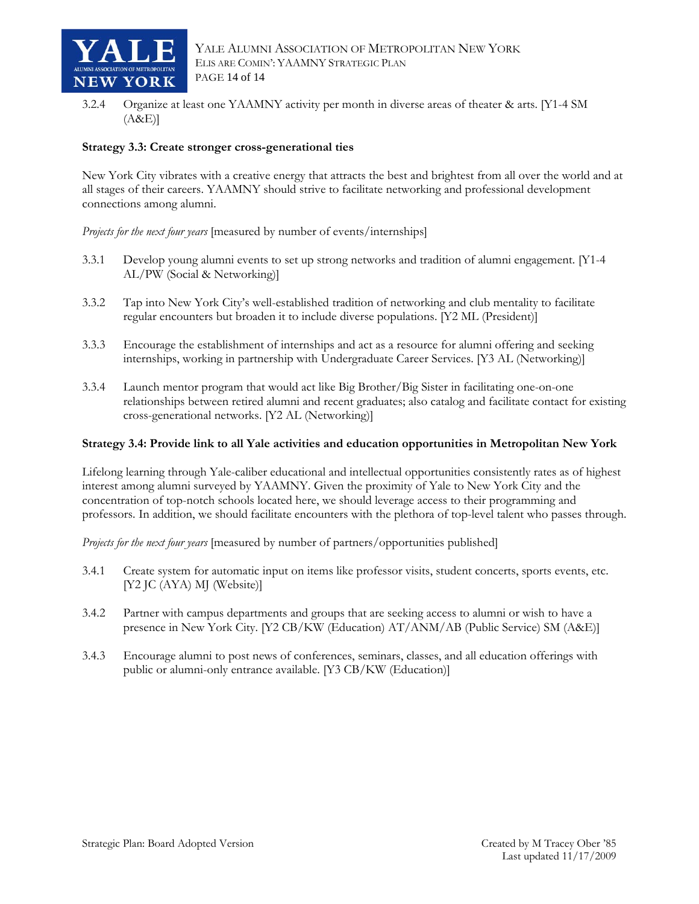3.2.4 Organize at least one YAAMNY activity per month in diverse areas of theater & arts. [Y1-4 SM (A&E)]

**Strategy 3.3: Create stronger cross-generational ties**

New York City vibrates with a creative energy that attracts the best and brightest from all over the world and at all stages of their careers. YAAMNY should strive to facilitate networking and professional development connections among alumni.

*Projects for the next four years* [measured by number of events/internships]

3.3.1 Develop young alumni events to set up strong networks and tradition of alumni engagement. [Y1-4 AL/PW (Social & Networking)]

3.3.2 Tap into New York City's well-established tradition of networking and club mentality to facilitate regular encounters but broaden it to include diverse populations. [Y2 ML (President)]

3.3.3 Encourage the establishment of internships and act as a resource for alumni offering and seeking internships, working in partnership with Undergraduate Career Services. [Y3 AL (Networking)]

3.3.4 Launch mentor program that would act like Big Brother/Big Sister in facilitating one-on-one relationships between retired alumni and recent graduates; also catalog and facilitate contact for existing cross-generational networks. [Y2 AL (Networking)]

**Strategy 3.4: Provide link to all Yale activities and education opportunities in Metropolitan New York**

Lifelong learning through Yale-caliber educational and intellectual opportunities consistently rates as of highest interest among alumni surveyed by YAAMNY. Given the proximity of Yale to New York City and the concentration of top-notch schools located here, we should leverage access to their programming and professors. In addition, we should facilitate encounters with the plethora of top-level talent who passes through.

*Projects for the next four years* [measured by number of partners/opportunities published]

3.4.1 Create system for automatic input on items like professor visits, student concerts, sports events, etc. [Y2 JC (AYA) MJ (Website)]

3.4.2 Partner with campus departments and groups that are seeking access to alumni or wish to have a presence in New York City. [Y2 CB/KW (Education) AT/ANM/AB (Public Service) SM (A&E)]

3.4.3 Encourage alumni to post news of conferences, seminars, classes, and all education offerings with public or alumni-only entrance available. [Y3 CB/KW (Education)]